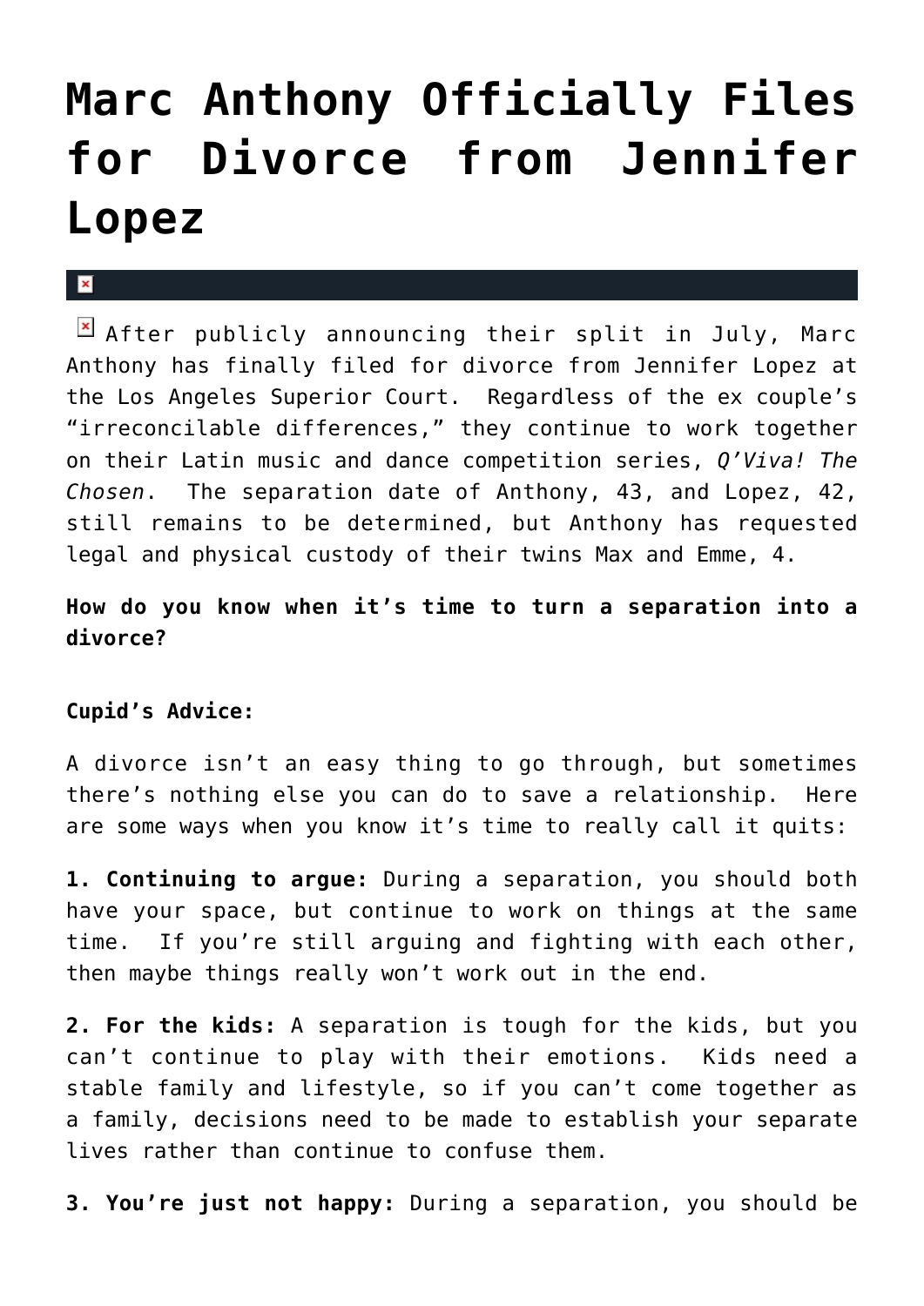# Marc Anthony Officially Files for Divorce from Jennifer Lopez

After publicly announcing their split in July, Marc Anthony has finally filed for divorce from Jennifer Lopez at the Los Angeles Superior Court. Regardless of the ex couple's "irreconcilable differences," they continue to work together on their Latin music and dance competition series, *Q'Viva! The Chosen*. The separation date of Anthony, 43, and Lopez, 42, still remains to be determined, but Anthony has requested legal and physical custody of their twins Max and Emme, 4.

**How do you know when it's time to turn a separation into a divorce?**

**Cupid's Advice:**

A divorce isn't an easy thing to go through, but sometimes there's nothing else you can do to save a relationship. Here are some ways when you know it's time to really call it quits:

**1. Continuing to argue:** During a separation, you should both have your space, but continue to work on things at the same time. If you're still arguing and fighting with each other, then maybe things really won't work out in the end.

**2. For the kids:** A separation is tough for the kids, but you can't continue to play with their emotions. Kids need a stable family and lifestyle, so if you can't come together as a family, decisions need to be made to establish your separate lives rather than continue to confuse them.

**3. You're just not happy:** During a separation, you should be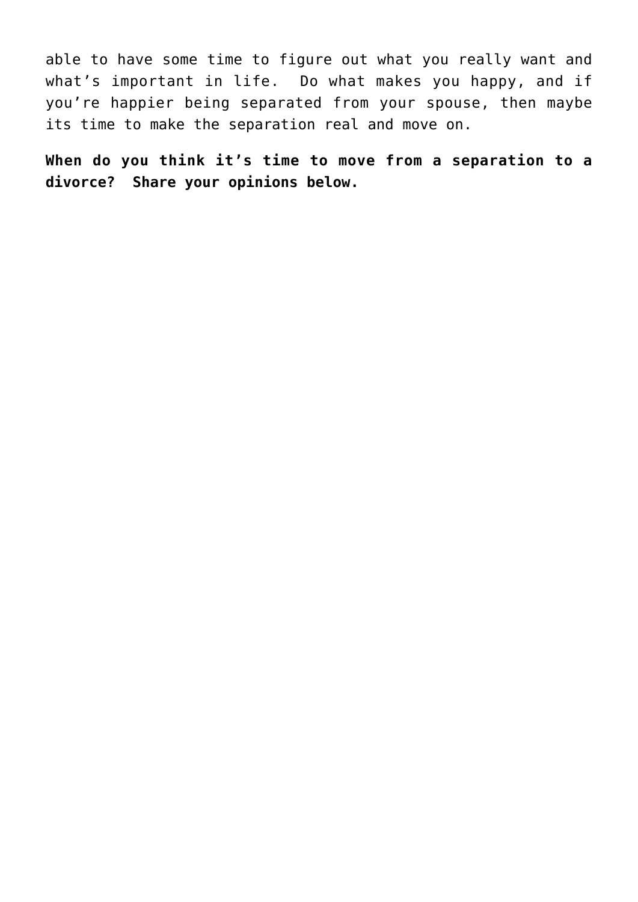able to have some time to figure out what you really want and what's important in life.  Do what makes you happy, and if you're happier being separated from your spouse, then maybe its time to make the separation real and move on.

**When do you think it's time to move from a separation to a divorce?  Share your opinions below.**